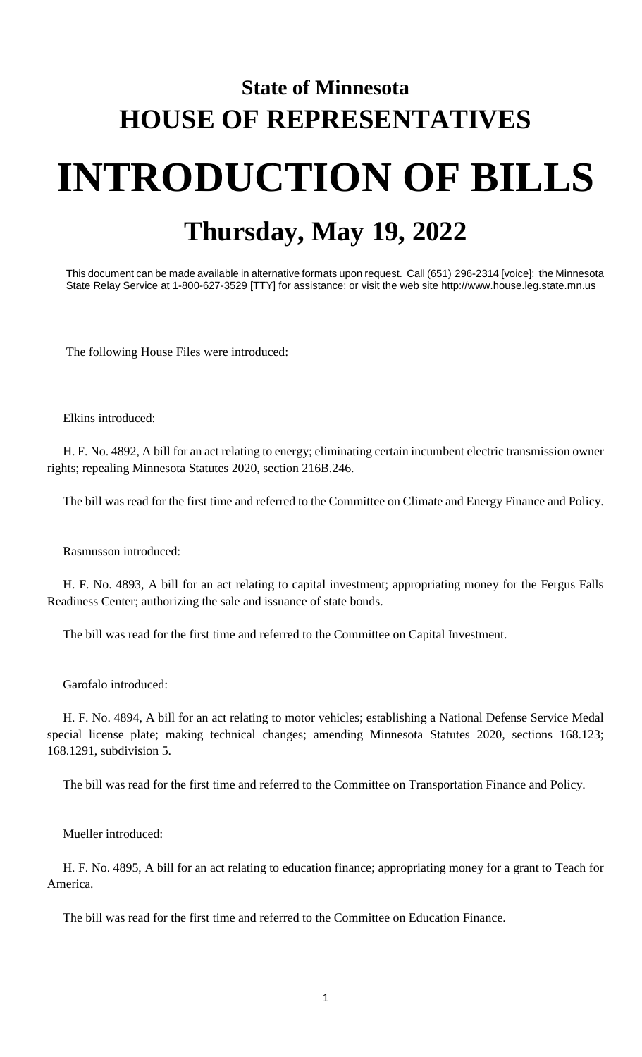# State of Minnesota
# HOUSE OF REPRESENTATIVES

# INTRODUCTION OF BILLS

## Thursday, May 19, 2022

This document can be made available in alternative formats upon request. Call (651) 296-2314 [voice]; the Minnesota State Relay Service at 1-800-627-3529 [TTY] for assistance; or visit the web site http://www.house.leg.state.mn.us

The following House Files were introduced:

Elkins introduced:

H. F. No. 4892, A bill for an act relating to energy; eliminating certain incumbent electric transmission owner rights; repealing Minnesota Statutes 2020, section 216B.246.

The bill was read for the first time and referred to the Committee on Climate and Energy Finance and Policy.

Rasmusson introduced:

H. F. No. 4893, A bill for an act relating to capital investment; appropriating money for the Fergus Falls Readiness Center; authorizing the sale and issuance of state bonds.

The bill was read for the first time and referred to the Committee on Capital Investment.

Garofalo introduced:

H. F. No. 4894, A bill for an act relating to motor vehicles; establishing a National Defense Service Medal special license plate; making technical changes; amending Minnesota Statutes 2020, sections 168.123; 168.1291, subdivision 5.

The bill was read for the first time and referred to the Committee on Transportation Finance and Policy.

Mueller introduced:

H. F. No. 4895, A bill for an act relating to education finance; appropriating money for a grant to Teach for America.

The bill was read for the first time and referred to the Committee on Education Finance.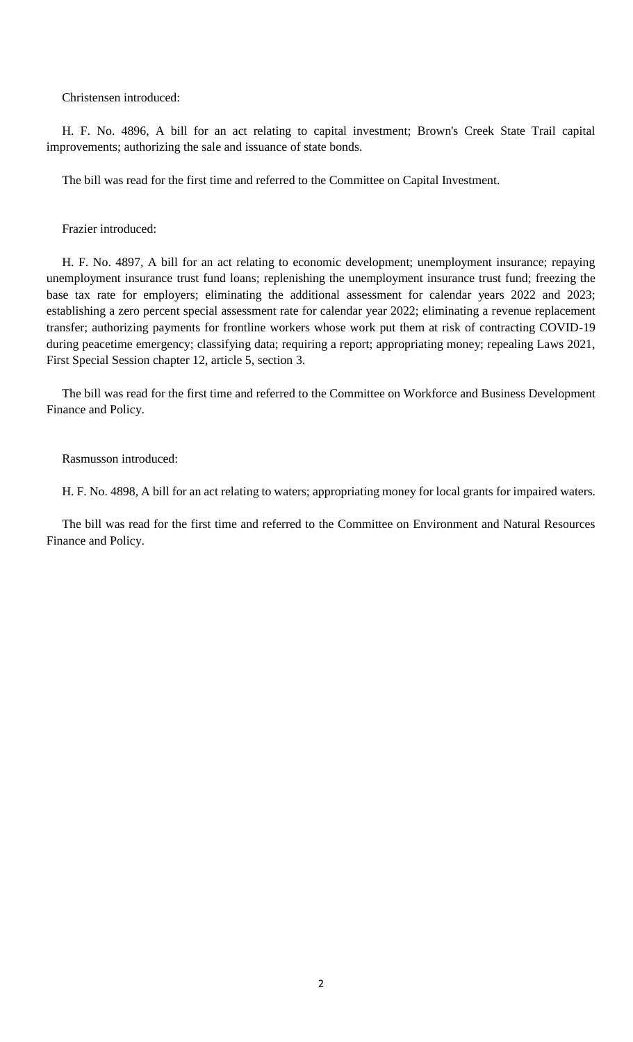Christensen introduced:

H. F. No. 4896, A bill for an act relating to capital investment; Brown's Creek State Trail capital improvements; authorizing the sale and issuance of state bonds.

The bill was read for the first time and referred to the Committee on Capital Investment.

Frazier introduced:

H. F. No. 4897, A bill for an act relating to economic development; unemployment insurance; repaying unemployment insurance trust fund loans; replenishing the unemployment insurance trust fund; freezing the base tax rate for employers; eliminating the additional assessment for calendar years 2022 and 2023; establishing a zero percent special assessment rate for calendar year 2022; eliminating a revenue replacement transfer; authorizing payments for frontline workers whose work put them at risk of contracting COVID-19 during peacetime emergency; classifying data; requiring a report; appropriating money; repealing Laws 2021, First Special Session chapter 12, article 5, section 3.

The bill was read for the first time and referred to the Committee on Workforce and Business Development Finance and Policy.

Rasmusson introduced:

H. F. No. 4898, A bill for an act relating to waters; appropriating money for local grants for impaired waters.

The bill was read for the first time and referred to the Committee on Environment and Natural Resources Finance and Policy.